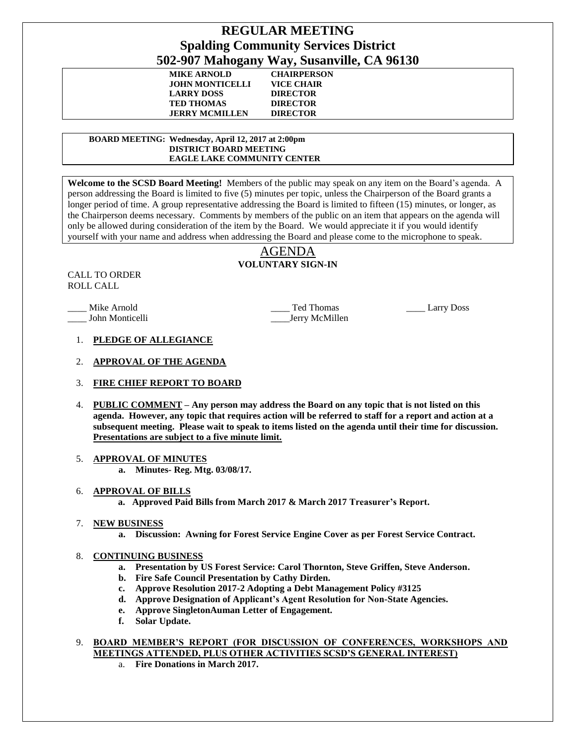# REGULAR MEETING
## Spalding Community Services District
## 502-907 Mahogany Way, Susanville, CA 96130

| | |
|---|---|
| **MIKE ARNOLD** | **CHAIRPERSON** |
| **JOHN MONTICELLI** | **VICE CHAIR** |
| **LARRY DOSS** | **DIRECTOR** |
| **TED THOMAS** | **DIRECTOR** |
| **JERRY MCMILLEN** | **DIRECTOR** |

**BOARD MEETING: Wednesday, April 12, 2017 at 2:00pm**
**DISTRICT BOARD MEETING**
**EAGLE LAKE COMMUNITY CENTER**

**Welcome to the SCSD Board Meeting!** Members of the public may speak on any item on the Board's agenda. A person addressing the Board is limited to five (5) minutes per topic, unless the Chairperson of the Board grants a longer period of time. A group representative addressing the Board is limited to fifteen (15) minutes, or longer, as the Chairperson deems necessary. Comments by members of the public on an item that appears on the agenda will only be allowed during consideration of the item by the Board. We would appreciate it if you would identify yourself with your name and address when addressing the Board and please come to the microphone to speak.

## AGENDA
**VOLUNTARY SIGN-IN**

CALL TO ORDER
ROLL CALL

____ Mike Arnold ____ Ted Thomas ____ Larry Doss
____ John Monticelli ____Jerry McMillen

1. **PLEDGE OF ALLEGIANCE**

2. **APPROVAL OF THE AGENDA**

3. **FIRE CHIEF REPORT TO BOARD**

4. **PUBLIC COMMENT – Any person may address the Board on any topic that is not listed on this agenda. However, any topic that requires action will be referred to staff for a report and action at a subsequent meeting. Please wait to speak to items listed on the agenda until their time for discussion. Presentations are subject to a five minute limit.**

5. **APPROVAL OF MINUTES**
   a. **Minutes- Reg. Mtg. 03/08/17.**

6. **APPROVAL OF BILLS**
   a. **Approved Paid Bills from March 2017 & March 2017 Treasurer's Report.**

7. **NEW BUSINESS**
   a. **Discussion: Awning for Forest Service Engine Cover as per Forest Service Contract.**

8. **CONTINUING BUSINESS**
   a. **Presentation by US Forest Service: Carol Thornton, Steve Griffen, Steve Anderson.**
   b. **Fire Safe Council Presentation by Cathy Dirden.**
   c. **Approve Resolution 2017-2 Adopting a Debt Management Policy #3125**
   d. **Approve Designation of Applicant's Agent Resolution for Non-State Agencies.**
   e. **Approve SingletonAuman Letter of Engagement.**
   f. **Solar Update.**

9. **BOARD MEMBER'S REPORT (FOR DISCUSSION OF CONFERENCES, WORKSHOPS AND MEETINGS ATTENDED, PLUS OTHER ACTIVITIES SCSD'S GENERAL INTEREST)**
   a. **Fire Donations in March 2017.**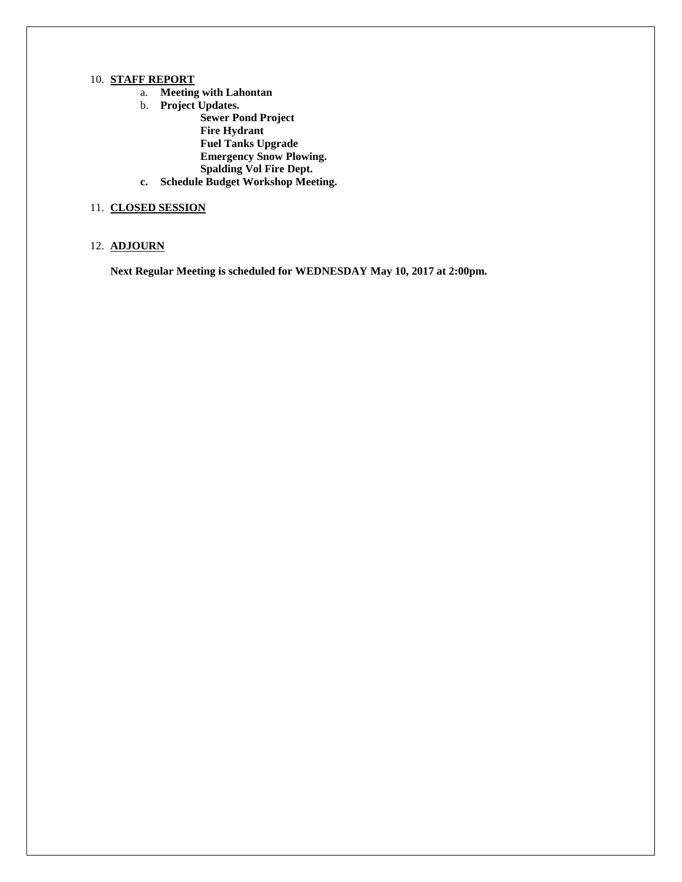10. **STAFF REPORT**
    a. **Meeting with Lahontan**
    b. **Project Updates.**
        - **Sewer Pond Project**
        - **Fire Hydrant**
        - **Fuel Tanks Upgrade**
        - **Emergency Snow Plowing.**
        - **Spalding Vol Fire Dept.**
    
    **c. Schedule Budget Workshop Meeting.**

11. **CLOSED SESSION**

12. **ADJOURN**

    **Next Regular Meeting is scheduled for WEDNESDAY May 10, 2017 at 2:00pm.**